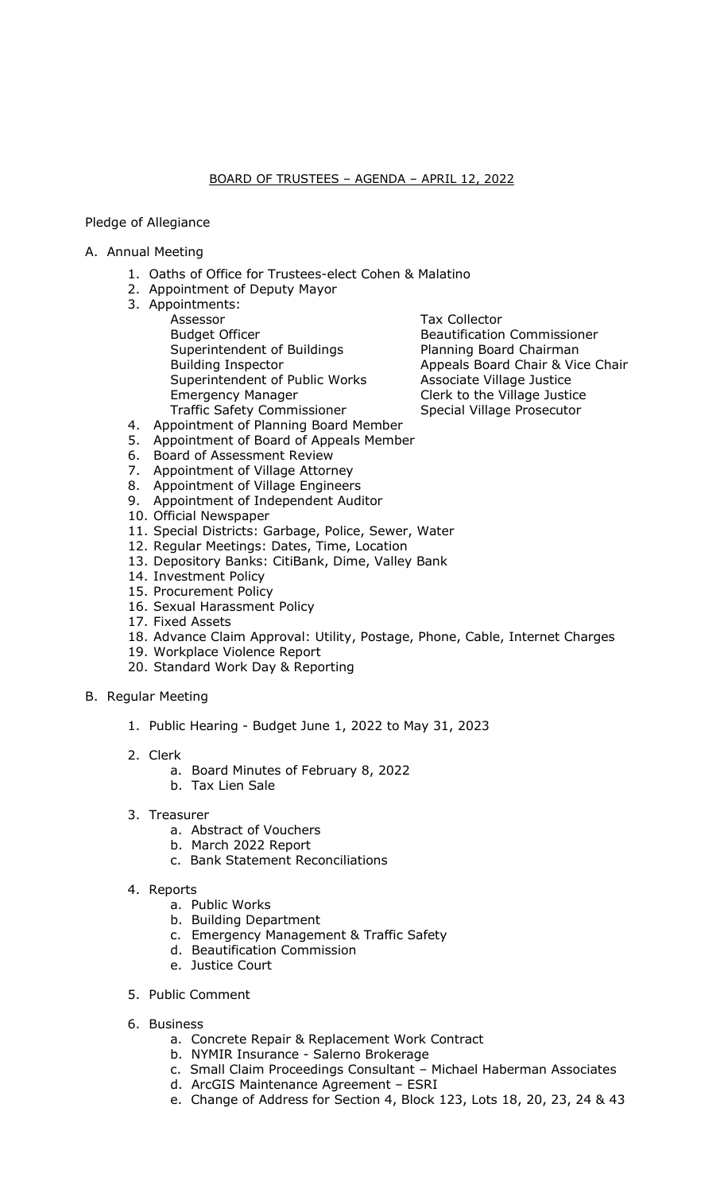# BOARD OF TRUSTEES – AGENDA – APRIL 12, 2022

Pledge of Allegiance

A. Annual Meeting

1. Oaths of Office for Trustees-elect Cohen & Malatino
2. Appointment of Deputy Mayor
3. Appointments:
   - Assessor
   - Budget Officer
   - Superintendent of Buildings
   - Building Inspector
   - Superintendent of Public Works
   - Emergency Manager
   - Traffic Safety Commissioner
   - Tax Collector
   - Beautification Commissioner
   - Planning Board Chairman
   - Appeals Board Chair & Vice Chair
   - Associate Village Justice
   - Clerk to the Village Justice
   - Special Village Prosecutor
4. Appointment of Planning Board Member
5. Appointment of Board of Appeals Member
6. Board of Assessment Review
7. Appointment of Village Attorney
8. Appointment of Village Engineers
9. Appointment of Independent Auditor
10. Official Newspaper
11. Special Districts: Garbage, Police, Sewer, Water
12. Regular Meetings: Dates, Time, Location
13. Depository Banks: CitiBank, Dime, Valley Bank
14. Investment Policy
15. Procurement Policy
16. Sexual Harassment Policy
17. Fixed Assets
18. Advance Claim Approval: Utility, Postage, Phone, Cable, Internet Charges
19. Workplace Violence Report
20. Standard Work Day & Reporting

B. Regular Meeting

1. Public Hearing - Budget June 1, 2022 to May 31, 2023

2. Clerk
   a. Board Minutes of February 8, 2022
   b. Tax Lien Sale

3. Treasurer
   a. Abstract of Vouchers
   b. March 2022 Report
   c. Bank Statement Reconciliations

4. Reports
   a. Public Works
   b. Building Department
   c. Emergency Management & Traffic Safety
   d. Beautification Commission
   e. Justice Court

5. Public Comment

6. Business
   a. Concrete Repair & Replacement Work Contract
   b. NYMIR Insurance - Salerno Brokerage
   c. Small Claim Proceedings Consultant – Michael Haberman Associates
   d. ArcGIS Maintenance Agreement – ESRI
   e. Change of Address for Section 4, Block 123, Lots 18, 20, 23, 24 & 43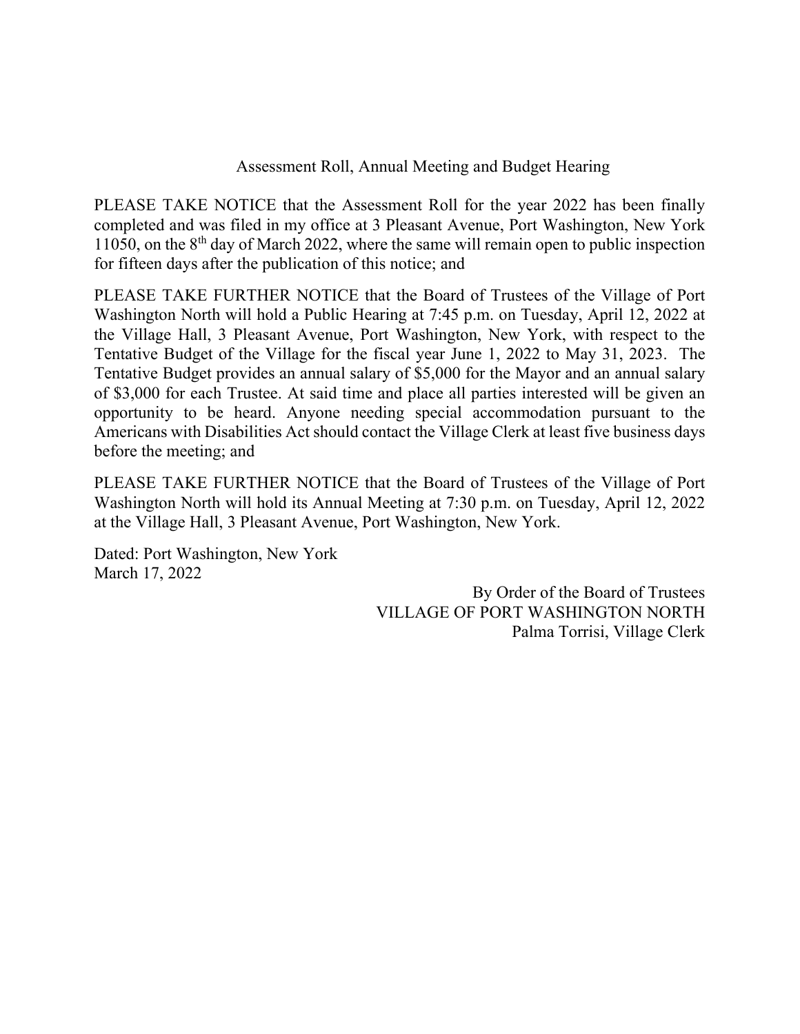Assessment Roll, Annual Meeting and Budget Hearing

PLEASE TAKE NOTICE that the Assessment Roll for the year 2022 has been finally completed and was filed in my office at 3 Pleasant Avenue, Port Washington, New York 11050, on the 8th day of March 2022, where the same will remain open to public inspection for fifteen days after the publication of this notice; and

PLEASE TAKE FURTHER NOTICE that the Board of Trustees of the Village of Port Washington North will hold a Public Hearing at 7:45 p.m. on Tuesday, April 12, 2022 at the Village Hall, 3 Pleasant Avenue, Port Washington, New York, with respect to the Tentative Budget of the Village for the fiscal year June 1, 2022 to May 31, 2023. The Tentative Budget provides an annual salary of $5,000 for the Mayor and an annual salary of $3,000 for each Trustee. At said time and place all parties interested will be given an opportunity to be heard. Anyone needing special accommodation pursuant to the Americans with Disabilities Act should contact the Village Clerk at least five business days before the meeting; and

PLEASE TAKE FURTHER NOTICE that the Board of Trustees of the Village of Port Washington North will hold its Annual Meeting at 7:30 p.m. on Tuesday, April 12, 2022 at the Village Hall, 3 Pleasant Avenue, Port Washington, New York.

Dated: Port Washington, New York
March 17, 2022

By Order of the Board of Trustees
VILLAGE OF PORT WASHINGTON NORTH
Palma Torrisi, Village Clerk